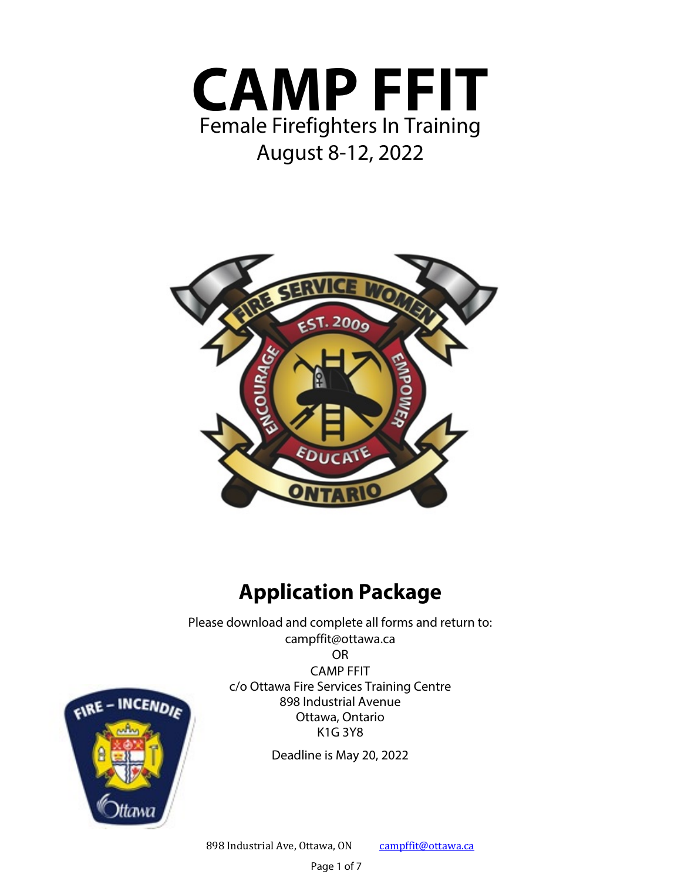# CAMP FFIT

Female Firefighters In Training

August 8-12, 2022

## Application Package

Please download and complete all forms and return to:

campffit@ottawa.ca

OR

CAMP FFIT
c/o Ottawa Fire Services Training Centre
898 Industrial Avenue
Ottawa, Ontario
K1G 3Y8

Deadline is May 20, 2022

898 Industrial Ave, Ottawa, ON campffit@ottawa.ca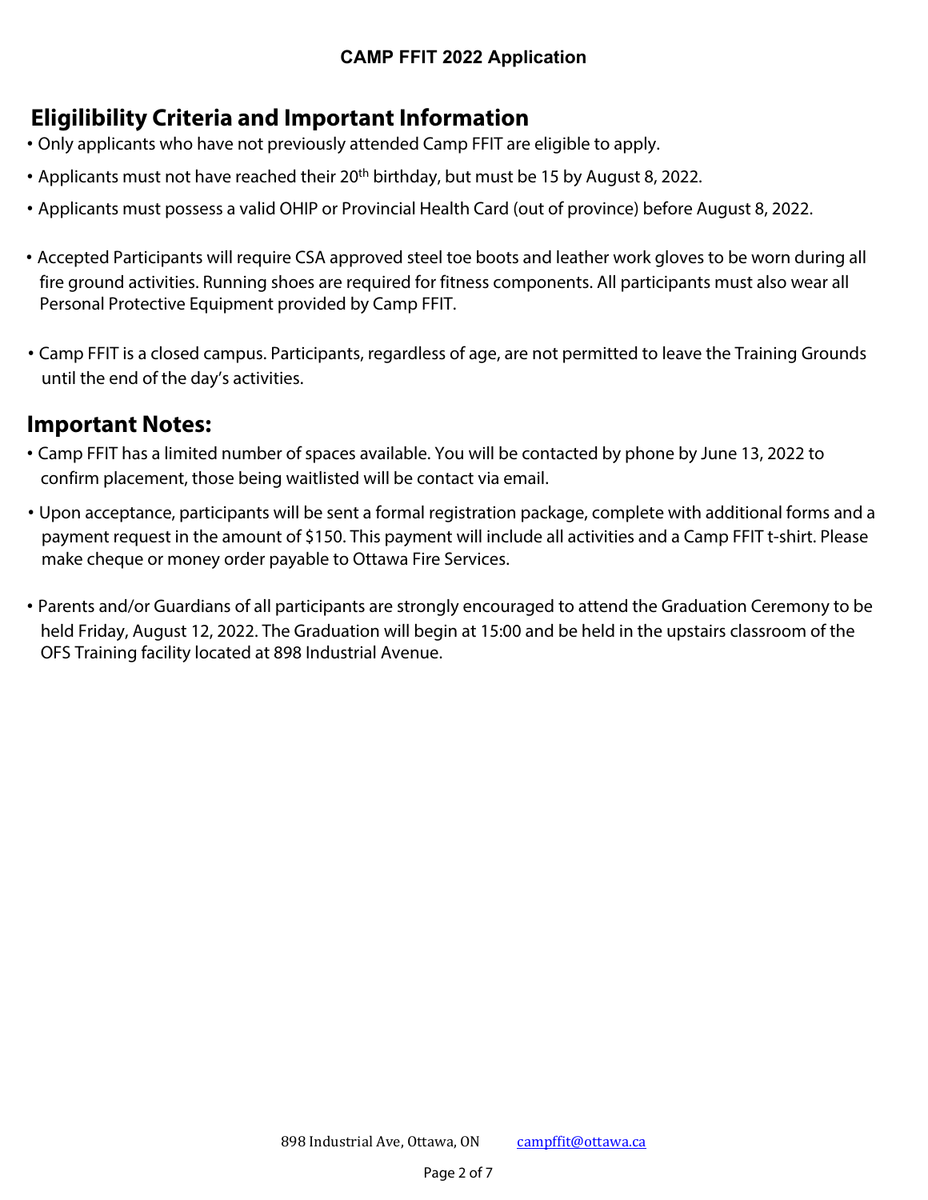**CAMP FFIT 2022 Application**

## Eligilibility Criteria and Important Information

- Only applicants who have not previously attended Camp FFIT are eligible to apply.
- Applicants must not have reached their 20th birthday, but must be 15 by August 8, 2022.
- Applicants must possess a valid OHIP or Provincial Health Card (out of province) before August 8, 2022.
- Accepted Participants will require CSA approved steel toe boots and leather work gloves to be worn during all fire ground activities. Running shoes are required for fitness components. All participants must also wear all Personal Protective Equipment provided by Camp FFIT.
- Camp FFIT is a closed campus. Participants, regardless of age, are not permitted to leave the Training Grounds until the end of the day's activities.

## Important Notes:

- Camp FFIT has a limited number of spaces available. You will be contacted by phone by June 13, 2022 to confirm placement, those being waitlisted will be contact via email.
- Upon acceptance, participants will be sent a formal registration package, complete with additional forms and a payment request in the amount of $150. This payment will include all activities and a Camp FFIT t-shirt. Please make cheque or money order payable to Ottawa Fire Services.
- Parents and/or Guardians of all participants are strongly encouraged to attend the Graduation Ceremony to be held Friday, August 12, 2022. The Graduation will begin at 15:00 and be held in the upstairs classroom of the OFS Training facility located at 898 Industrial Avenue.

898 Industrial Ave, Ottawa, ON campffit@ottawa.ca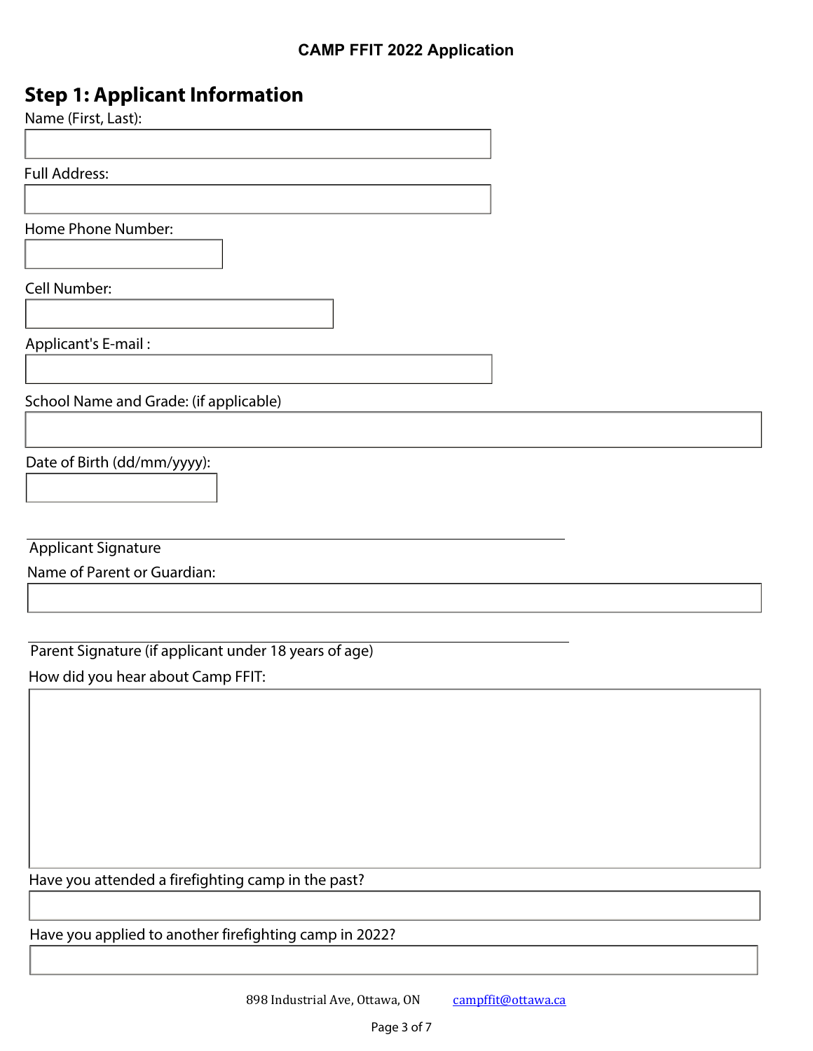CAMP FFIT 2022 Application

## Step 1: Applicant Information

Name (First, Last):

Full Address:

Home Phone Number:

Cell Number:

Applicant's E-mail :

School Name and Grade: (if applicable)

Date of Birth (dd/mm/yyyy):

Applicant Signature

Name of Parent or Guardian:

Parent Signature (if applicant under 18 years of age)

How did you hear about Camp FFIT:

Have you attended a firefighting camp in the past?

Have you applied to another firefighting camp in 2022?

898 Industrial Ave, Ottawa, ON campffit@ottawa.ca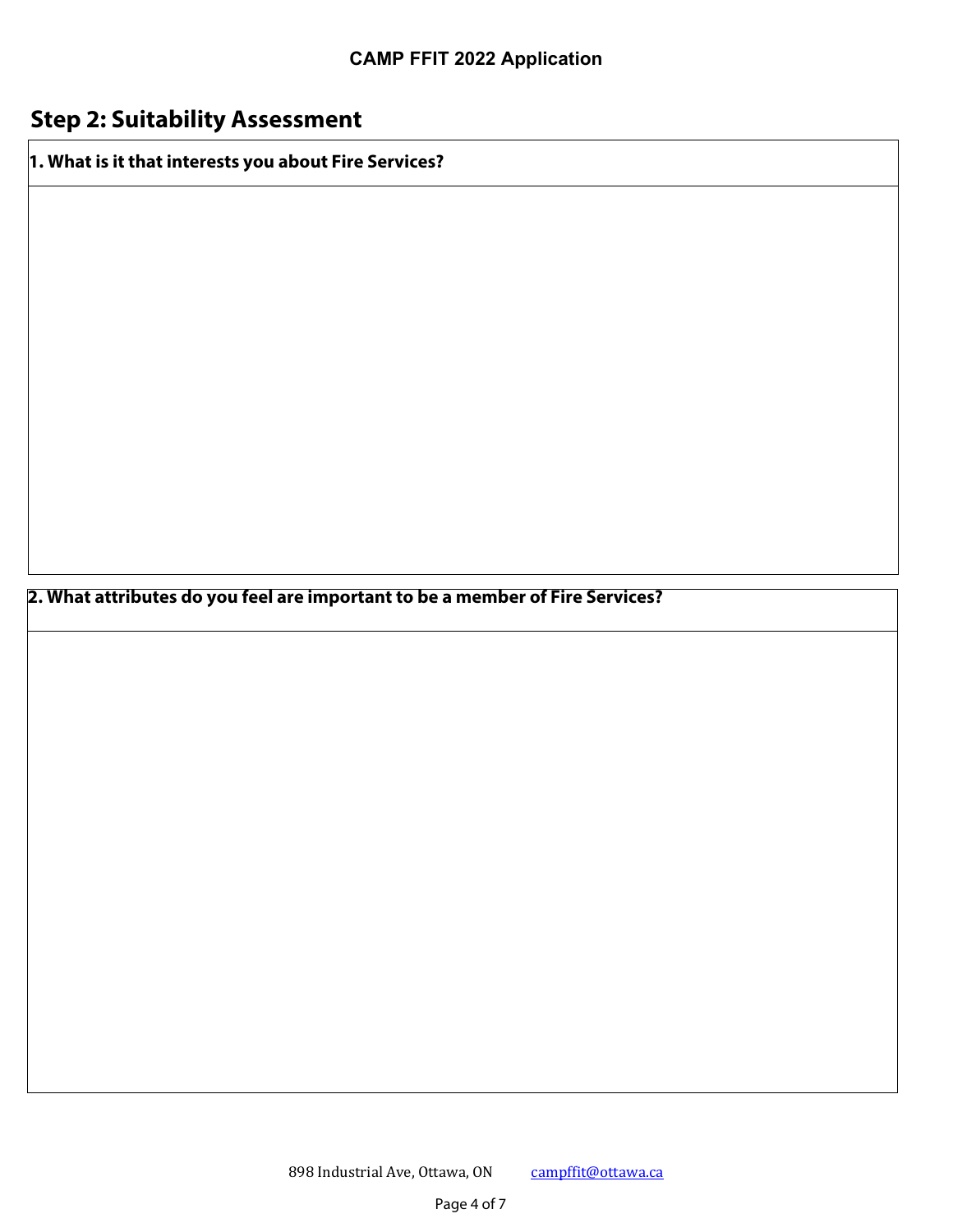## Step 2: Suitability Assessment

| 1. What is it that interests you about Fire Services? |
| --- |
| |

| 2. What attributes do you feel are important to be a member of Fire Services? |
| --- |
| |

898 Industrial Ave, Ottawa, ON campffit@ottawa.ca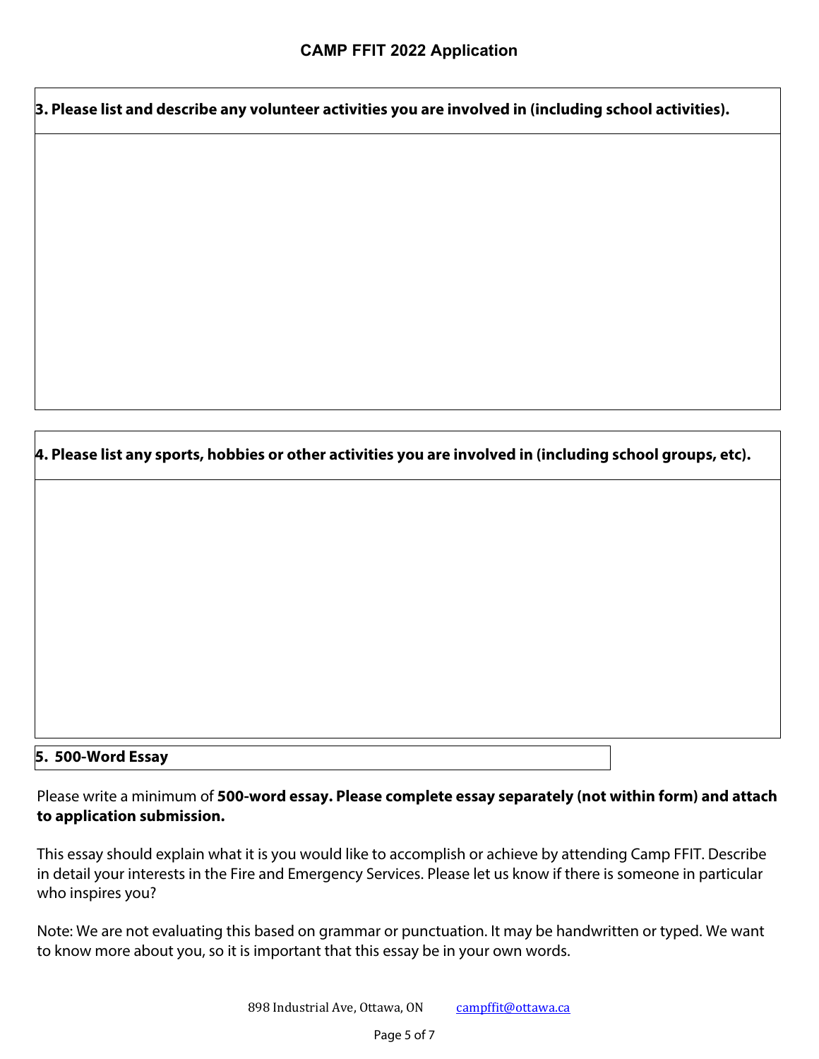## CAMP FFIT 2022 Application

**3. Please list and describe any volunteer activities you are involved in (including school activities).**

**4. Please list any sports, hobbies or other activities you are involved in (including school groups, etc).**

**5. 500-Word Essay**

Please write a minimum of **500-word essay. Please complete essay separately (not within form) and attach to application submission.**

This essay should explain what it is you would like to accomplish or achieve by attending Camp FFIT. Describe in detail your interests in the Fire and Emergency Services. Please let us know if there is someone in particular who inspires you?

Note: We are not evaluating this based on grammar or punctuation. It may be handwritten or typed. We want to know more about you, so it is important that this essay be in your own words.

898 Industrial Ave, Ottawa, ON campffit@ottawa.ca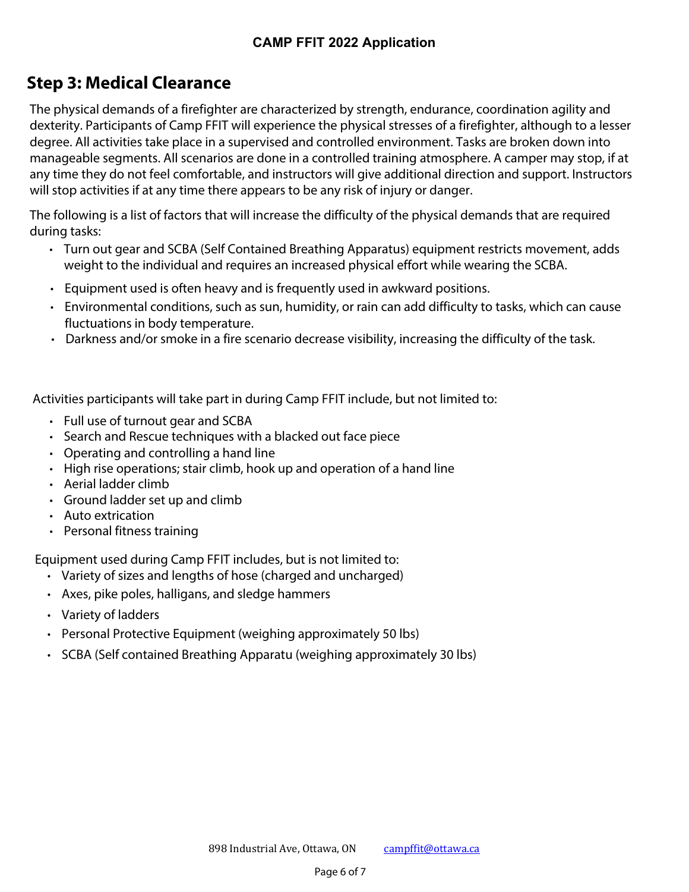## Step 3: Medical Clearance

The physical demands of a firefighter are characterized by strength, endurance, coordination agility and dexterity. Participants of Camp FFIT will experience the physical stresses of a firefighter, although to a lesser degree. All activities take place in a supervised and controlled environment. Tasks are broken down into manageable segments. All scenarios are done in a controlled training atmosphere. A camper may stop, if at any time they do not feel comfortable, and instructors will give additional direction and support. Instructors will stop activities if at any time there appears to be any risk of injury or danger.

The following is a list of factors that will increase the difficulty of the physical demands that are required during tasks:

- Turn out gear and SCBA (Self Contained Breathing Apparatus) equipment restricts movement, adds weight to the individual and requires an increased physical effort while wearing the SCBA.
- Equipment used is often heavy and is frequently used in awkward positions.
- Environmental conditions, such as sun, humidity, or rain can add difficulty to tasks, which can cause fluctuations in body temperature.
- Darkness and/or smoke in a fire scenario decrease visibility, increasing the difficulty of the task.

Activities participants will take part in during Camp FFIT include, but not limited to:

- Full use of turnout gear and SCBA
- Search and Rescue techniques with a blacked out face piece
- Operating and controlling a hand line
- High rise operations; stair climb, hook up and operation of a hand line
- Aerial ladder climb
- Ground ladder set up and climb
- Auto extrication
- Personal fitness training

Equipment used during Camp FFIT includes, but is not limited to:

- Variety of sizes and lengths of hose (charged and uncharged)
- Axes, pike poles, halligans, and sledge hammers
- Variety of ladders
- Personal Protective Equipment (weighing approximately 50 lbs)
- SCBA (Self contained Breathing Apparatu (weighing approximately 30 lbs)

898 Industrial Ave, Ottawa, ON campffit@ottawa.ca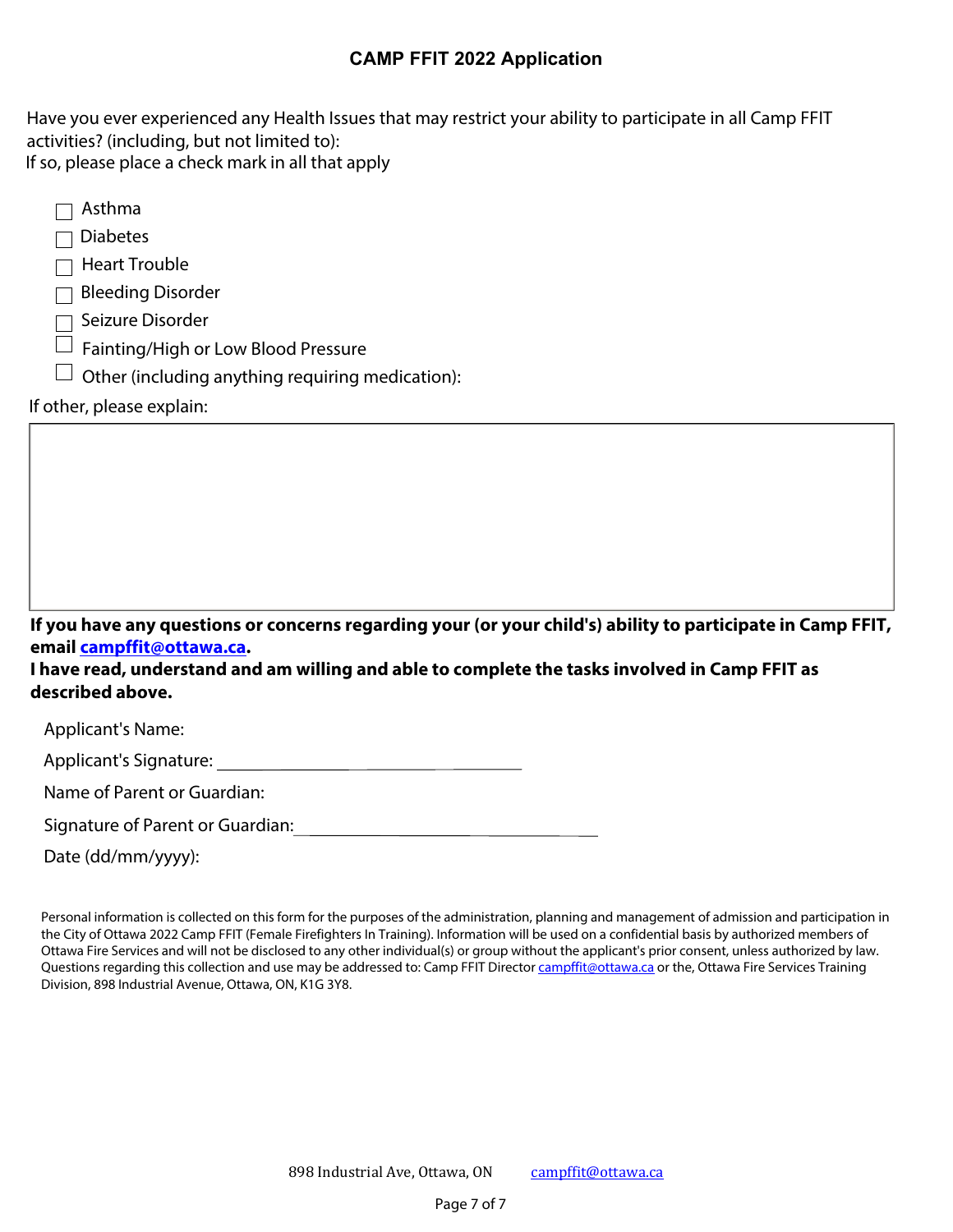## CAMP FFIT 2022 Application

Have you ever experienced any Health Issues that may restrict your ability to participate in all Camp FFIT activities? (including, but not limited to):
If so, please place a check mark in all that apply

- ☐ Asthma
- ☐ Diabetes
- ☐ Heart Trouble
- ☐ Bleeding Disorder
- ☐ Seizure Disorder
- ☐ Fainting/High or Low Blood Pressure
- ☐ Other (including anything requiring medication):

If other, please explain:

**If you have any questions or concerns regarding your (or your child's) ability to participate in Camp FFIT, email campffit@ottawa.ca.**
**I have read, understand and am willing and able to complete the tasks involved in Camp FFIT as described above.**

Applicant's Name:

Applicant's Signature: ______________________________

Name of Parent or Guardian:

Signature of Parent or Guardian: ______________________________

Date (dd/mm/yyyy):

Personal information is collected on this form for the purposes of the administration, planning and management of admission and participation in the City of Ottawa 2022 Camp FFIT (Female Firefighters In Training). Information will be used on a confidential basis by authorized members of Ottawa Fire Services and will not be disclosed to any other individual(s) or group without the applicant's prior consent, unless authorized by law. Questions regarding this collection and use may be addressed to: Camp FFIT Director campffit@ottawa.ca or the, Ottawa Fire Services Training Division, 898 Industrial Avenue, Ottawa, ON, K1G 3Y8.